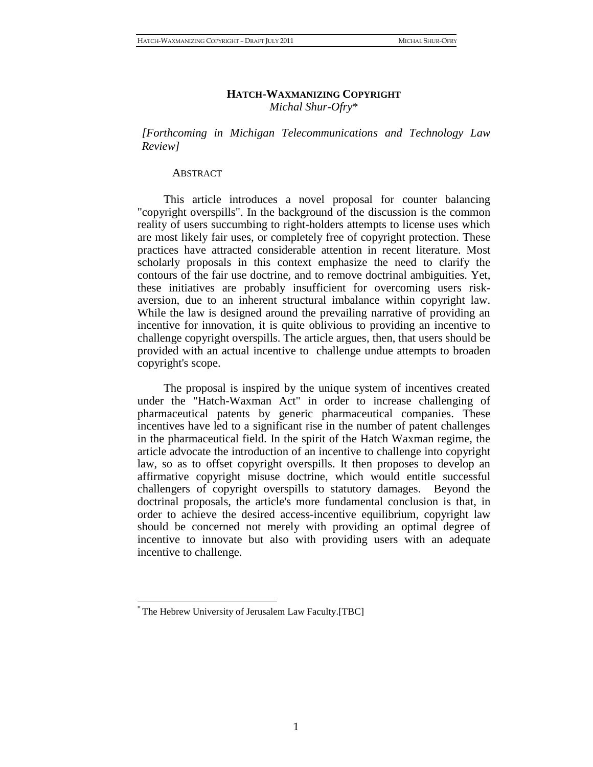# HATCH-WAXMANIZING COPYRIGHT

*Michal Shur-Ofry\**

*[Forthcoming in Michigan Telecommunications and Technology Law Review]*

ABSTRACT

This article introduces a novel proposal for counter balancing "copyright overspills". In the background of the discussion is the common reality of users succumbing to right-holders attempts to license uses which are most likely fair uses, or completely free of copyright protection. These practices have attracted considerable attention in recent literature. Most scholarly proposals in this context emphasize the need to clarify the contours of the fair use doctrine, and to remove doctrinal ambiguities. Yet, these initiatives are probably insufficient for overcoming users risk-aversion, due to an inherent structural imbalance within copyright law. While the law is designed around the prevailing narrative of providing an incentive for innovation, it is quite oblivious to providing an incentive to challenge copyright overspills. The article argues, then, that users should be provided with an actual incentive to challenge undue attempts to broaden copyright's scope.

The proposal is inspired by the unique system of incentives created under the "Hatch-Waxman Act" in order to increase challenging of pharmaceutical patents by generic pharmaceutical companies. These incentives have led to a significant rise in the number of patent challenges in the pharmaceutical field. In the spirit of the Hatch Waxman regime, the article advocate the introduction of an incentive to challenge into copyright law, so as to offset copyright overspills. It then proposes to develop an affirmative copyright misuse doctrine, which would entitle successful challengers of copyright overspills to statutory damages. Beyond the doctrinal proposals, the article's more fundamental conclusion is that, in order to achieve the desired access-incentive equilibrium, copyright law should be concerned not merely with providing an optimal degree of incentive to innovate but also with providing users with an adequate incentive to challenge.

---

\* The Hebrew University of Jerusalem Law Faculty.[TBC]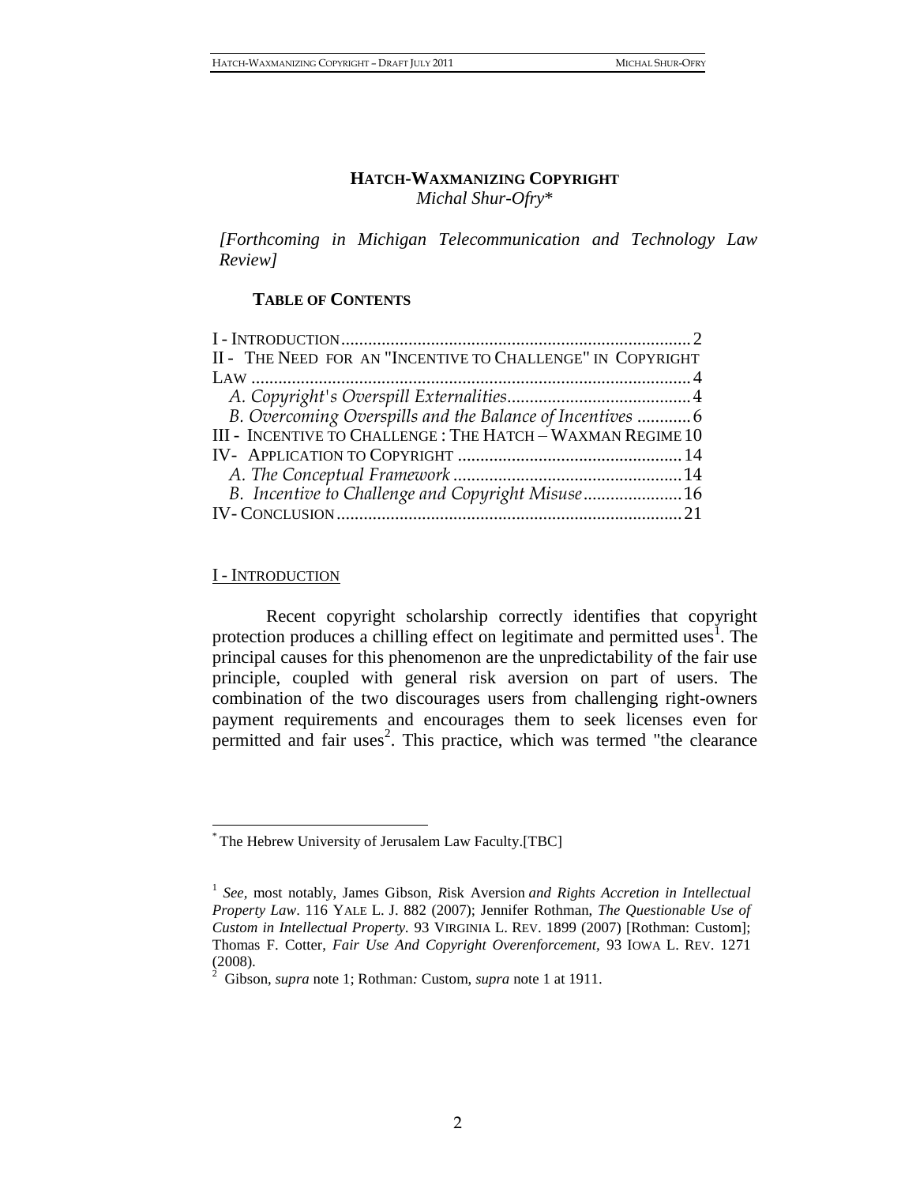**HATCH-WAXMANIZING COPYRIGHT**
*Michal Shur-Ofry**

*[Forthcoming in Michigan Telecommunication and Technology Law Review]*

**TABLE OF CONTENTS**

I - INTRODUCTION ... 2
II - THE NEED FOR AN "INCENTIVE TO CHALLENGE" IN COPYRIGHT LAW ... 4
  *A. Copyright's Overspill Externalities* ... 4
  *B. Overcoming Overspills and the Balance of Incentives* ... 6
III - INCENTIVE TO CHALLENGE : THE HATCH – WAXMAN REGIME ... 10
IV- APPLICATION TO COPYRIGHT ... 14
  *A. The Conceptual Framework* ... 14
  *B. Incentive to Challenge and Copyright Misuse* ... 16
IV- CONCLUSION ... 21

## I - INTRODUCTION

Recent copyright scholarship correctly identifies that copyright protection produces a chilling effect on legitimate and permitted uses[1]. The principal causes for this phenomenon are the unpredictability of the fair use principle, coupled with general risk aversion on part of users. The combination of the two discourages users from challenging right-owners payment requirements and encourages them to seek licenses even for permitted and fair uses[2]. This practice, which was termed "the clearance

---

[*] The Hebrew University of Jerusalem Law Faculty.[TBC]

[1] *See*, most notably, James Gibson, *R*isk Aversion *and Rights Accretion in Intellectual Property Law*. 116 YALE L. J. 882 (2007); Jennifer Rothman, *The Questionable Use of Custom in Intellectual Property.* 93 VIRGINIA L. REV. 1899 (2007) [Rothman: Custom]; Thomas F. Cotter, *Fair Use And Copyright Overenforcement*, 93 IOWA L. REV. 1271 (2008).

[2] Gibson, *supra* note 1; Rothman*:* Custom, *supra* note 1 at 1911.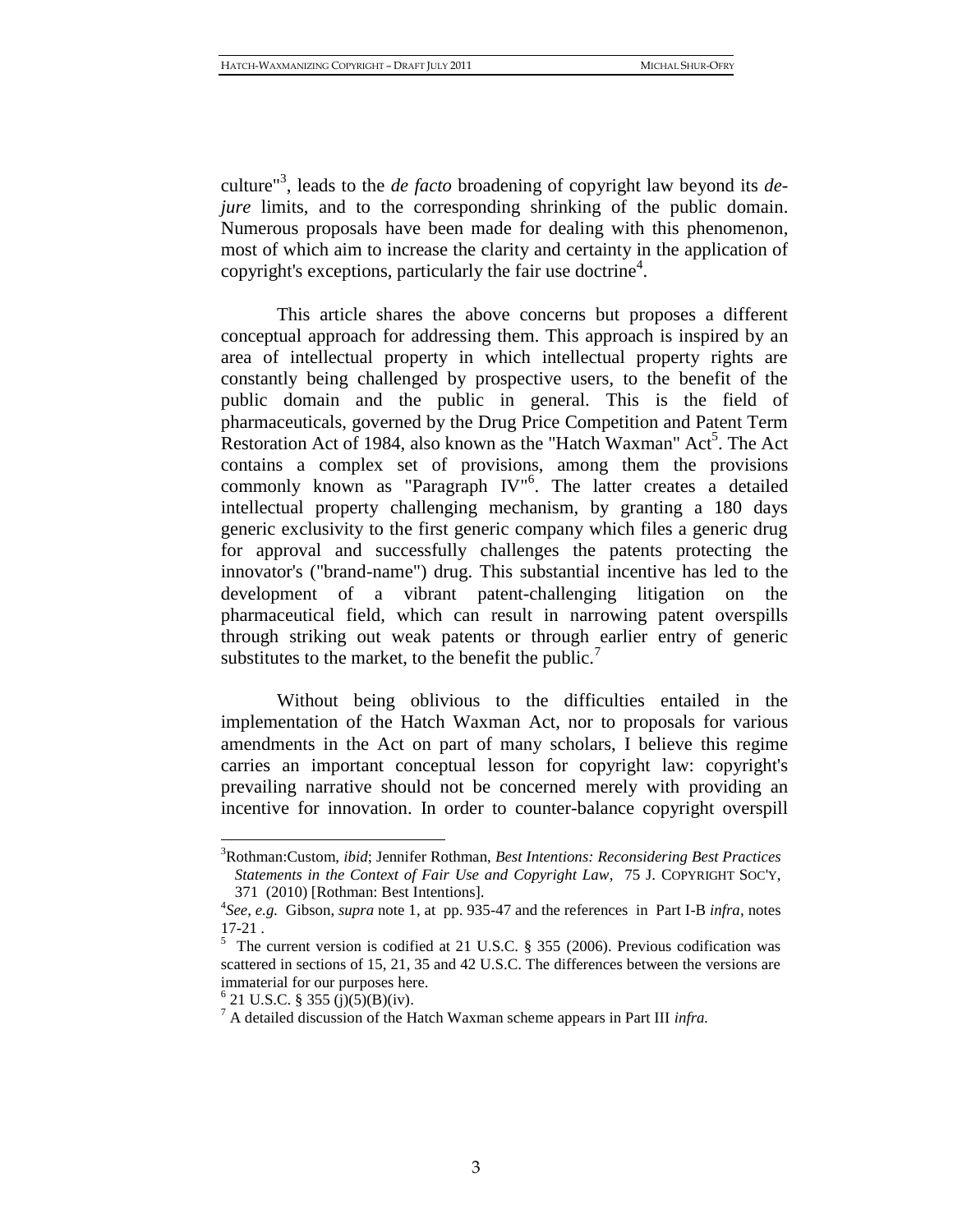culture"[3], leads to the *de facto* broadening of copyright law beyond its *de-jure* limits, and to the corresponding shrinking of the public domain. Numerous proposals have been made for dealing with this phenomenon, most of which aim to increase the clarity and certainty in the application of copyright's exceptions, particularly the fair use doctrine[4].

This article shares the above concerns but proposes a different conceptual approach for addressing them. This approach is inspired by an area of intellectual property in which intellectual property rights are constantly being challenged by prospective users, to the benefit of the public domain and the public in general. This is the field of pharmaceuticals, governed by the Drug Price Competition and Patent Term Restoration Act of 1984, also known as the "Hatch Waxman" Act[5]. The Act contains a complex set of provisions, among them the provisions commonly known as "Paragraph IV"[6]. The latter creates a detailed intellectual property challenging mechanism, by granting a 180 days generic exclusivity to the first generic company which files a generic drug for approval and successfully challenges the patents protecting the innovator's ("brand-name") drug. This substantial incentive has led to the development of a vibrant patent-challenging litigation on the pharmaceutical field, which can result in narrowing patent overspills through striking out weak patents or through earlier entry of generic substitutes to the market, to the benefit the public.[7]

Without being oblivious to the difficulties entailed in the implementation of the Hatch Waxman Act, nor to proposals for various amendments in the Act on part of many scholars, I believe this regime carries an important conceptual lesson for copyright law: copyright's prevailing narrative should not be concerned merely with providing an incentive for innovation. In order to counter-balance copyright overspill

---

[3] Rothman:Custom, *ibid*; Jennifer Rothman, *Best Intentions: Reconsidering Best Practices Statements in the Context of Fair Use and Copyright Law*, 75 J. COPYRIGHT SOC'Y, 371 (2010) [Rothman: Best Intentions].

[4] *See, e.g.* Gibson, *supra* note 1, at pp. 935-47 and the references in Part I-B *infra*, notes 17-21 .

[5] The current version is codified at 21 U.S.C. § 355 (2006). Previous codification was scattered in sections of 15, 21, 35 and 42 U.S.C. The differences between the versions are immaterial for our purposes here.

[6] 21 U.S.C. § 355 (j)(5)(B)(iv).

[7] A detailed discussion of the Hatch Waxman scheme appears in Part III *infra.*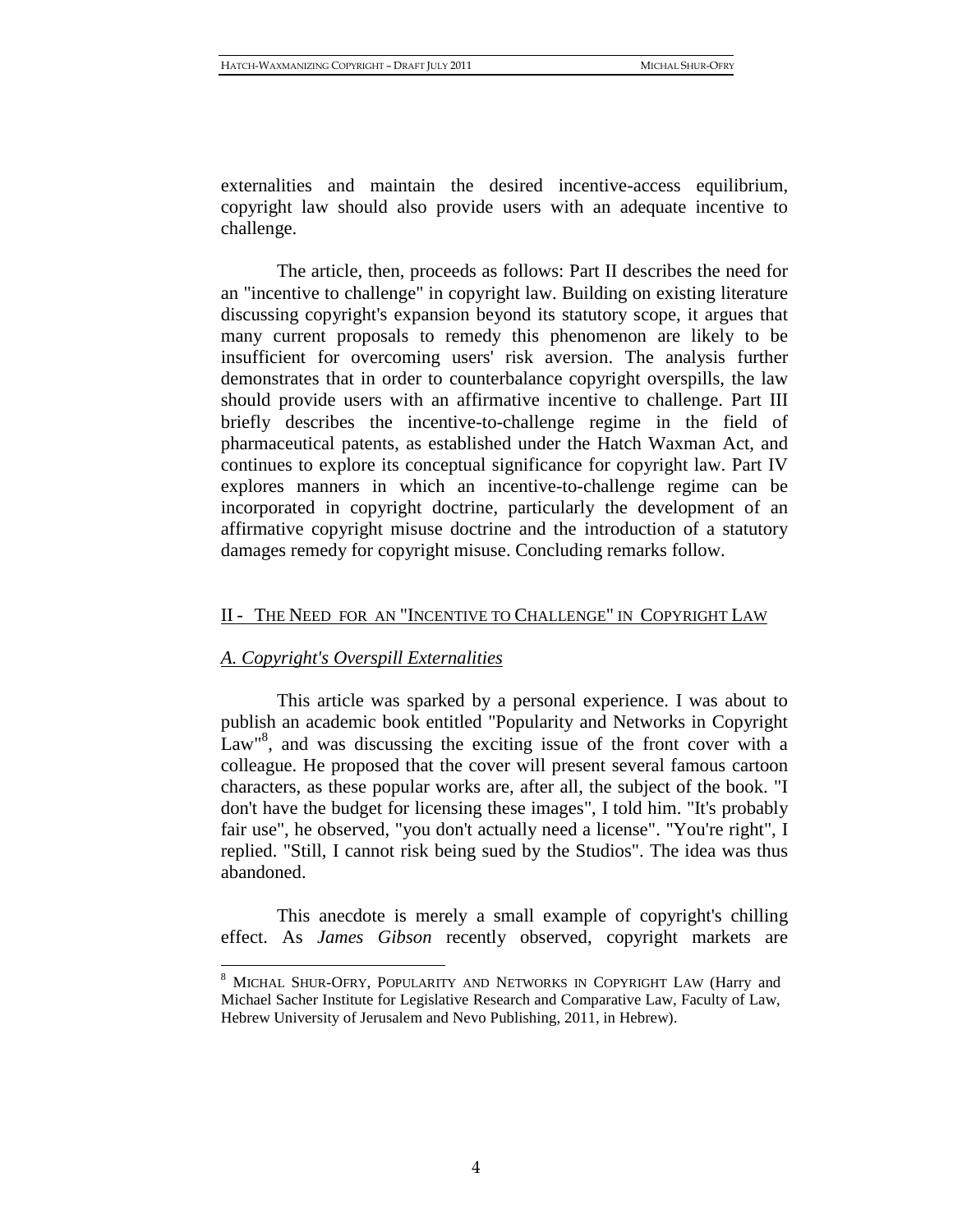externalities and maintain the desired incentive-access equilibrium, copyright law should also provide users with an adequate incentive to challenge.

The article, then, proceeds as follows: Part II describes the need for an "incentive to challenge" in copyright law. Building on existing literature discussing copyright's expansion beyond its statutory scope, it argues that many current proposals to remedy this phenomenon are likely to be insufficient for overcoming users' risk aversion. The analysis further demonstrates that in order to counterbalance copyright overspills, the law should provide users with an affirmative incentive to challenge. Part III briefly describes the incentive-to-challenge regime in the field of pharmaceutical patents, as established under the Hatch Waxman Act, and continues to explore its conceptual significance for copyright law. Part IV explores manners in which an incentive-to-challenge regime can be incorporated in copyright doctrine, particularly the development of an affirmative copyright misuse doctrine and the introduction of a statutory damages remedy for copyright misuse. Concluding remarks follow.

## II - The Need for an "Incentive to Challenge" in Copyright Law

### *A. Copyright's Overspill Externalities*

This article was sparked by a personal experience. I was about to publish an academic book entitled "Popularity and Networks in Copyright Law"[8], and was discussing the exciting issue of the front cover with a colleague. He proposed that the cover will present several famous cartoon characters, as these popular works are, after all, the subject of the book. "I don't have the budget for licensing these images", I told him. "It's probably fair use", he observed, "you don't actually need a license". "You're right", I replied. "Still, I cannot risk being sued by the Studios". The idea was thus abandoned.

This anecdote is merely a small example of copyright's chilling effect. As *James Gibson* recently observed, copyright markets are

---

[8] Michal Shur-Ofry, Popularity and Networks in Copyright Law (Harry and Michael Sacher Institute for Legislative Research and Comparative Law, Faculty of Law, Hebrew University of Jerusalem and Nevo Publishing, 2011, in Hebrew).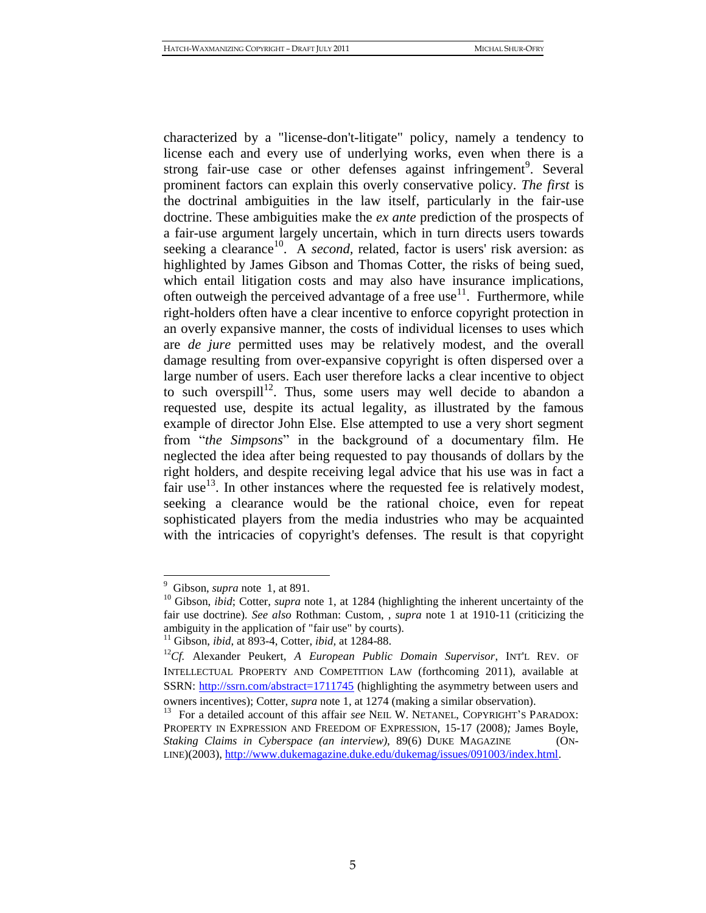characterized by a "license-don't-litigate" policy, namely a tendency to license each and every use of underlying works, even when there is a strong fair-use case or other defenses against infringement[9]. Several prominent factors can explain this overly conservative policy. *The first* is the doctrinal ambiguities in the law itself, particularly in the fair-use doctrine. These ambiguities make the *ex ante* prediction of the prospects of a fair-use argument largely uncertain, which in turn directs users towards seeking a clearance[10]. A *second*, related, factor is users' risk aversion: as highlighted by James Gibson and Thomas Cotter, the risks of being sued, which entail litigation costs and may also have insurance implications, often outweigh the perceived advantage of a free use[11]. Furthermore, while right-holders often have a clear incentive to enforce copyright protection in an overly expansive manner, the costs of individual licenses to uses which are *de jure* permitted uses may be relatively modest, and the overall damage resulting from over-expansive copyright is often dispersed over a large number of users. Each user therefore lacks a clear incentive to object to such overspill[12]. Thus, some users may well decide to abandon a requested use, despite its actual legality, as illustrated by the famous example of director John Else. Else attempted to use a very short segment from "*the Simpsons*" in the background of a documentary film. He neglected the idea after being requested to pay thousands of dollars by the right holders, and despite receiving legal advice that his use was in fact a fair use[13]. In other instances where the requested fee is relatively modest, seeking a clearance would be the rational choice, even for repeat sophisticated players from the media industries who may be acquainted with the intricacies of copyright's defenses. The result is that copyright

---

[9] Gibson, *supra* note 1, at 891.

[10] Gibson, *ibid*; Cotter, *supra* note 1, at 1284 (highlighting the inherent uncertainty of the fair use doctrine). *See also* Rothman: Custom, , *supra* note 1 at 1910-11 (criticizing the ambiguity in the application of "fair use" by courts).

[11] Gibson, *ibid*, at 893-4, Cotter, *ibid*, at 1284-88.

[12] *Cf.* Alexander Peukert, *A European Public Domain Supervisor*, INT'L REV. OF INTELLECTUAL PROPERTY AND COMPETITION LAW (forthcoming 2011), available at SSRN: http://ssrn.com/abstract=1711745 (highlighting the asymmetry between users and owners incentives); Cotter, *supra* note 1, at 1274 (making a similar observation).

[13] For a detailed account of this affair *see* NEIL W. NETANEL, COPYRIGHT'S PARADOX: PROPERTY IN EXPRESSION AND FREEDOM OF EXPRESSION, 15-17 (2008)*;* James Boyle, *Staking Claims in Cyberspace (an interview)*, 89(6) DUKE MAGAZINE (ON-LINE)(2003), http://www.dukemagazine.duke.edu/dukemag/issues/091003/index.html.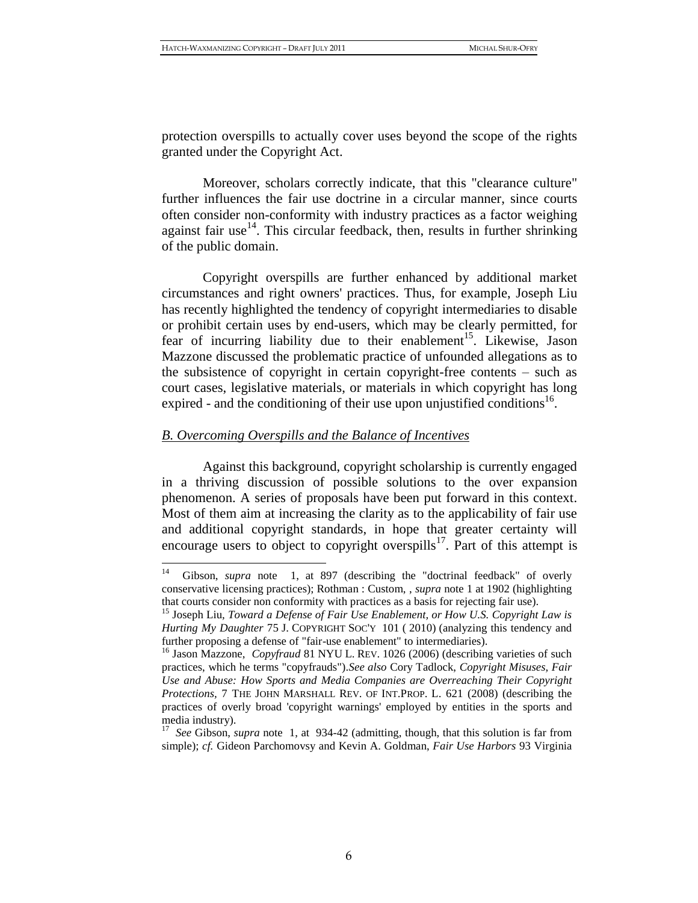protection overspills to actually cover uses beyond the scope of the rights granted under the Copyright Act.

Moreover, scholars correctly indicate, that this "clearance culture" further influences the fair use doctrine in a circular manner, since courts often consider non-conformity with industry practices as a factor weighing against fair use[14]. This circular feedback, then, results in further shrinking of the public domain.

Copyright overspills are further enhanced by additional market circumstances and right owners' practices. Thus, for example, Joseph Liu has recently highlighted the tendency of copyright intermediaries to disable or prohibit certain uses by end-users, which may be clearly permitted, for fear of incurring liability due to their enablement[15]. Likewise, Jason Mazzone discussed the problematic practice of unfounded allegations as to the subsistence of copyright in certain copyright-free contents – such as court cases, legislative materials, or materials in which copyright has long expired - and the conditioning of their use upon unjustified conditions[16].

## *B. Overcoming Overspills and the Balance of Incentives*

Against this background, copyright scholarship is currently engaged in a thriving discussion of possible solutions to the over expansion phenomenon. A series of proposals have been put forward in this context. Most of them aim at increasing the clarity as to the applicability of fair use and additional copyright standards, in hope that greater certainty will encourage users to object to copyright overspills[17]. Part of this attempt is

---

[14] Gibson, *supra* note 1, at 897 (describing the "doctrinal feedback" of overly conservative licensing practices); Rothman : Custom, , *supra* note 1 at 1902 (highlighting that courts consider non conformity with practices as a basis for rejecting fair use).

[15] Joseph Liu, *Toward a Defense of Fair Use Enablement, or How U.S. Copyright Law is Hurting My Daughter* 75 J. COPYRIGHT SOC'Y 101 ( 2010) (analyzing this tendency and further proposing a defense of "fair-use enablement" to intermediaries).

[16] Jason Mazzone, *Copyfraud* 81 NYU L. REV. 1026 (2006) (describing varieties of such practices, which he terms "copyfrauds").*See also* Cory Tadlock, *Copyright Misuses, Fair Use and Abuse: How Sports and Media Companies are Overreaching Their Copyright Protections*, 7 THE JOHN MARSHALL REV. OF INT.PROP. L. 621 (2008) (describing the practices of overly broad 'copyright warnings' employed by entities in the sports and media industry).

[17] *See* Gibson, *supra* note 1, at 934-42 (admitting, though, that this solution is far from simple); *cf.* Gideon Parchomovsy and Kevin A. Goldman, *Fair Use Harbors* 93 Virginia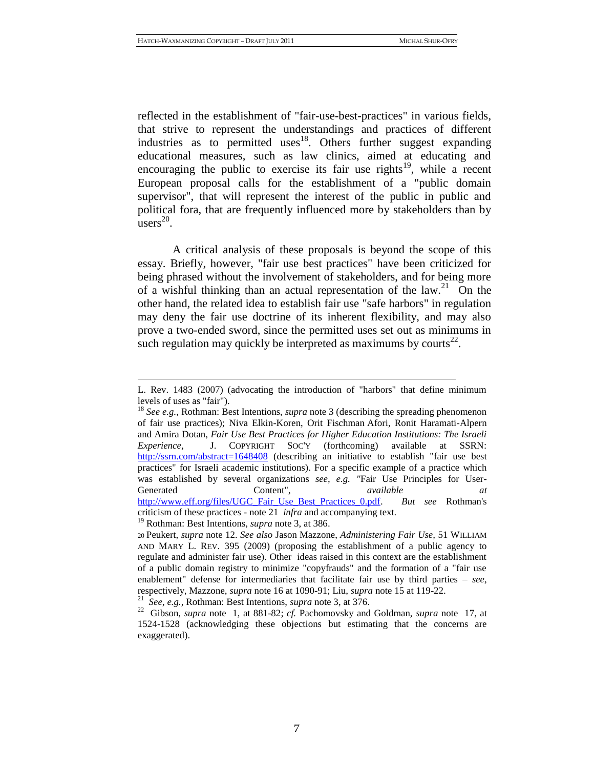reflected in the establishment of "fair-use-best-practices" in various fields, that strive to represent the understandings and practices of different industries as to permitted uses[18]. Others further suggest expanding educational measures, such as law clinics, aimed at educating and encouraging the public to exercise its fair use rights[19], while a recent European proposal calls for the establishment of a "public domain supervisor", that will represent the interest of the public in public and political fora, that are frequently influenced more by stakeholders than by users[20].

A critical analysis of these proposals is beyond the scope of this essay. Briefly, however, "fair use best practices" have been criticized for being phrased without the involvement of stakeholders, and for being more of a wishful thinking than an actual representation of the law.[21] On the other hand, the related idea to establish fair use "safe harbors" in regulation may deny the fair use doctrine of its inherent flexibility, and may also prove a two-ended sword, since the permitted uses set out as minimums in such regulation may quickly be interpreted as maximums by courts[22].

---

L. Rev. 1483 (2007) (advocating the introduction of "harbors" that define minimum levels of uses as "fair").

[18] *See e.g.,* Rothman: Best Intentions, *supra* note 3 (describing the spreading phenomenon of fair use practices); Niva Elkin-Koren, Orit Fischman Afori, Ronit Haramati-Alpern and Amira Dotan, *Fair Use Best Practices for Higher Education Institutions: The Israeli Experience*, J. COPYRIGHT SOC'Y (forthcoming) available at SSRN: http://ssrn.com/abstract=1648408 (describing an initiative to establish "fair use best practices" for Israeli academic institutions). For a specific example of a practice which was established by several organizations *see, e.g.* "Fair Use Principles for User-Generated Content", *available at* http://www.eff.org/files/UGC_Fair_Use_Best_Practices_0.pdf. *But see* Rothman's criticism of these practices - note 21 *infra* and accompanying text.

[19] Rothman: Best Intentions, *supra* note 3, at 386.

[20] Peukert, *supra* note 12. *See also* Jason Mazzone, *Administering Fair Use*, 51 WILLIAM AND MARY L. REV. 395 (2009) (proposing the establishment of a public agency to regulate and administer fair use). Other ideas raised in this context are the establishment of a public domain registry to minimize "copyfrauds" and the formation of a "fair use enablement" defense for intermediaries that facilitate fair use by third parties – *see*, respectively, Mazzone, *supra* note 16 at 1090-91; Liu, *supra* note 15 at 119-22.

[21] *See, e.g.,* Rothman: Best Intentions, *supra* note 3, at 376.

[22] Gibson, *supra* note 1, at 881-82; *cf.* Pachomovsky and Goldman, *supra* note 17, at 1524-1528 (acknowledging these objections but estimating that the concerns are exaggerated).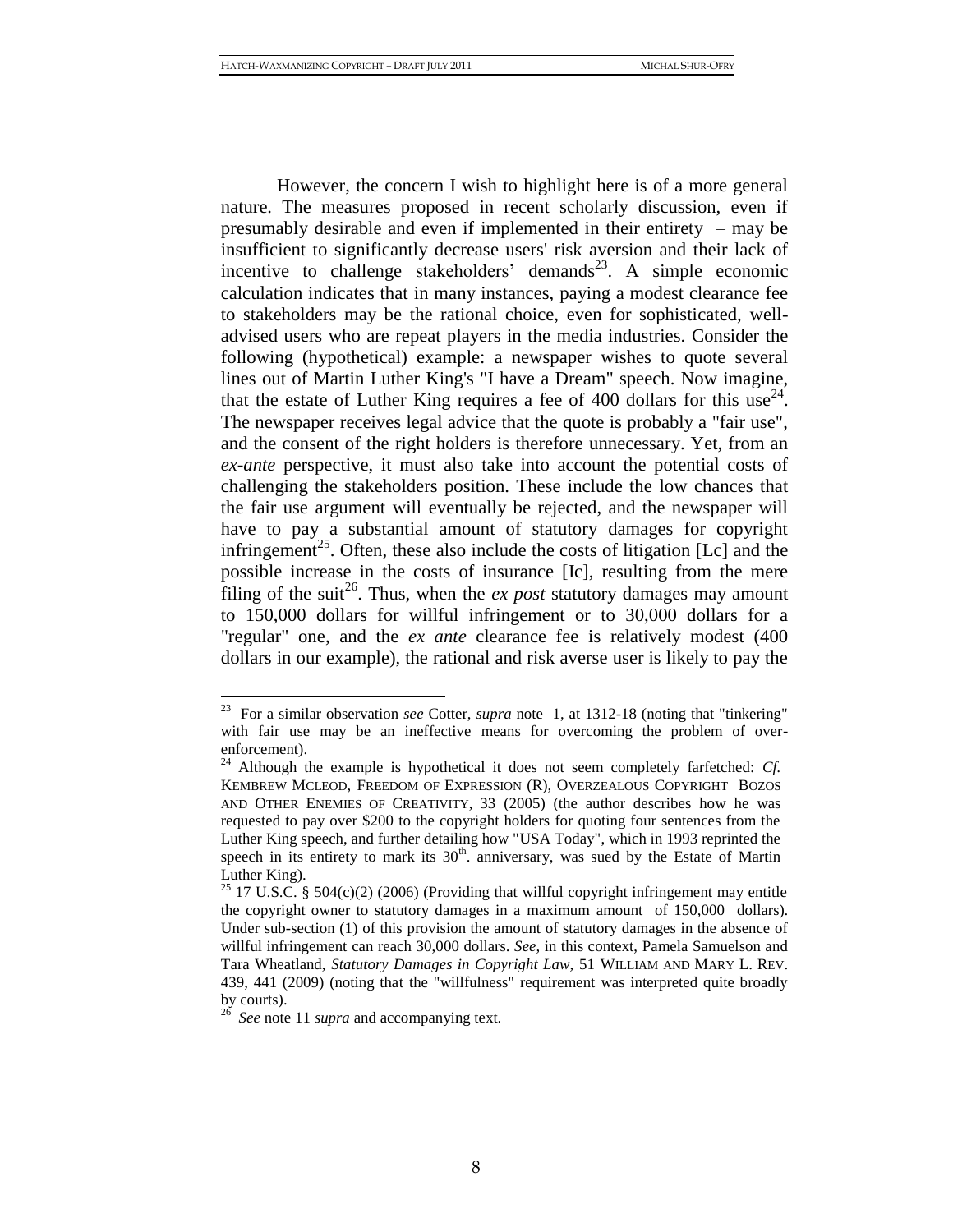However, the concern I wish to highlight here is of a more general nature. The measures proposed in recent scholarly discussion, even if presumably desirable and even if implemented in their entirety – may be insufficient to significantly decrease users' risk aversion and their lack of incentive to challenge stakeholders' demands[23]. A simple economic calculation indicates that in many instances, paying a modest clearance fee to stakeholders may be the rational choice, even for sophisticated, well-advised users who are repeat players in the media industries. Consider the following (hypothetical) example: a newspaper wishes to quote several lines out of Martin Luther King's "I have a Dream" speech. Now imagine, that the estate of Luther King requires a fee of 400 dollars for this use[24]. The newspaper receives legal advice that the quote is probably a "fair use", and the consent of the right holders is therefore unnecessary. Yet, from an *ex-ante* perspective, it must also take into account the potential costs of challenging the stakeholders position. These include the low chances that the fair use argument will eventually be rejected, and the newspaper will have to pay a substantial amount of statutory damages for copyright infringement[25]. Often, these also include the costs of litigation [Lc] and the possible increase in the costs of insurance [Ic], resulting from the mere filing of the suit[26]. Thus, when the *ex post* statutory damages may amount to 150,000 dollars for willful infringement or to 30,000 dollars for a "regular" one, and the *ex ante* clearance fee is relatively modest (400 dollars in our example), the rational and risk averse user is likely to pay the

---

[23] For a similar observation *see* Cotter, *supra* note 1, at 1312-18 (noting that "tinkering" with fair use may be an ineffective means for overcoming the problem of over-enforcement).

[24] Although the example is hypothetical it does not seem completely farfetched: *Cf.* KEMBREW MCLEOD, FREEDOM OF EXPRESSION (R), OVERZEALOUS COPYRIGHT BOZOS AND OTHER ENEMIES OF CREATIVITY, 33 (2005) (the author describes how he was requested to pay over $200 to the copyright holders for quoting four sentences from the Luther King speech, and further detailing how "USA Today", which in 1993 reprinted the speech in its entirety to mark its 30th. anniversary, was sued by the Estate of Martin Luther King).

[25] 17 U.S.C. § 504(c)(2) (2006) (Providing that willful copyright infringement may entitle the copyright owner to statutory damages in a maximum amount of 150,000 dollars). Under sub-section (1) of this provision the amount of statutory damages in the absence of willful infringement can reach 30,000 dollars. *See,* in this context, Pamela Samuelson and Tara Wheatland, *Statutory Damages in Copyright Law,* 51 WILLIAM AND MARY L. REV. 439, 441 (2009) (noting that the "willfulness" requirement was interpreted quite broadly by courts).

[26] *See* note 11 *supra* and accompanying text.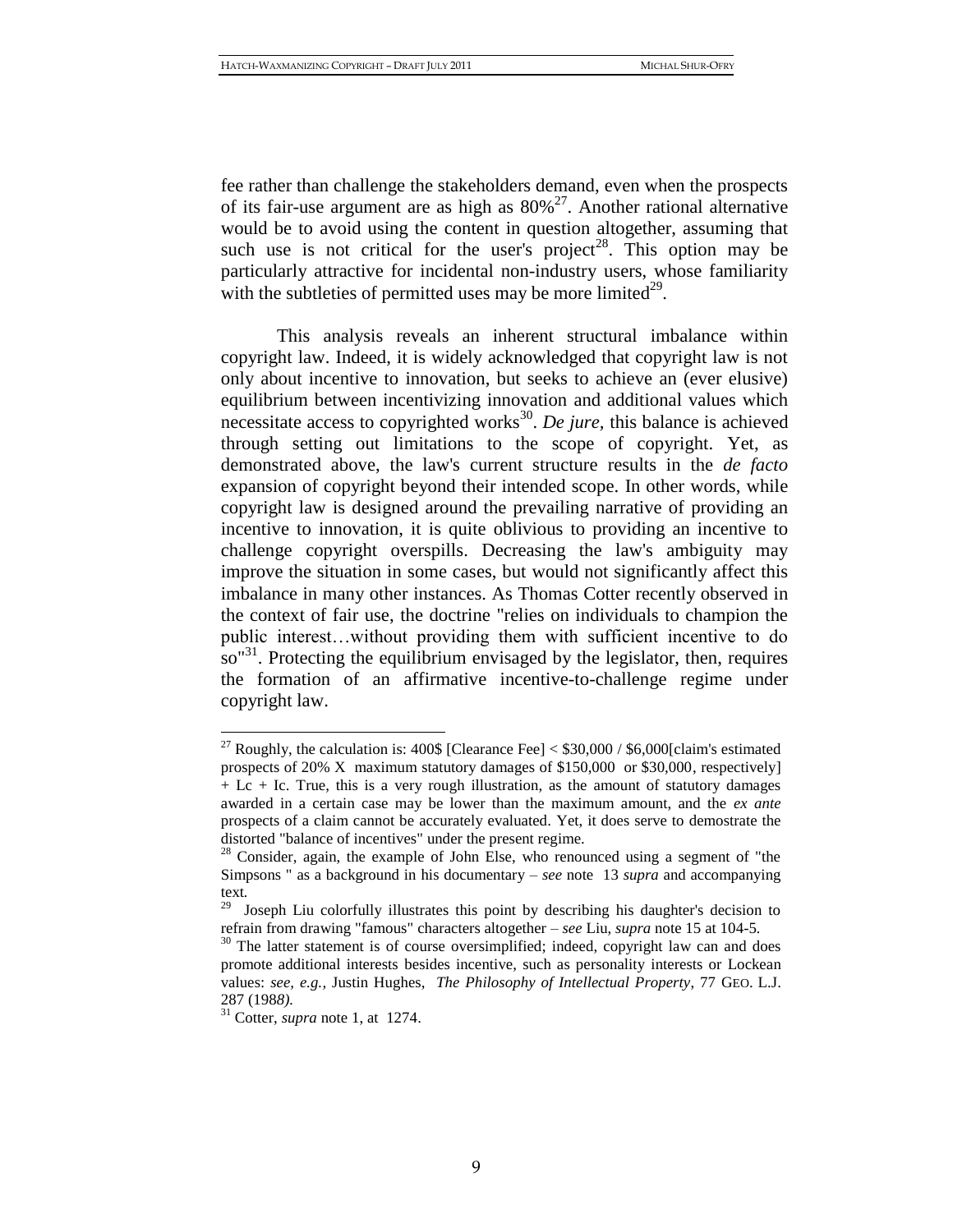fee rather than challenge the stakeholders demand, even when the prospects of its fair-use argument are as high as 80%[27]. Another rational alternative would be to avoid using the content in question altogether, assuming that such use is not critical for the user's project[28]. This option may be particularly attractive for incidental non-industry users, whose familiarity with the subtleties of permitted uses may be more limited[29].

This analysis reveals an inherent structural imbalance within copyright law. Indeed, it is widely acknowledged that copyright law is not only about incentive to innovation, but seeks to achieve an (ever elusive) equilibrium between incentivizing innovation and additional values which necessitate access to copyrighted works[30]. *De jure*, this balance is achieved through setting out limitations to the scope of copyright. Yet, as demonstrated above, the law's current structure results in the *de facto* expansion of copyright beyond their intended scope. In other words, while copyright law is designed around the prevailing narrative of providing an incentive to innovation, it is quite oblivious to providing an incentive to challenge copyright overspills. Decreasing the law's ambiguity may improve the situation in some cases, but would not significantly affect this imbalance in many other instances. As Thomas Cotter recently observed in the context of fair use, the doctrine "relies on individuals to champion the public interest…without providing them with sufficient incentive to do so"[31]. Protecting the equilibrium envisaged by the legislator, then, requires the formation of an affirmative incentive-to-challenge regime under copyright law.

---

[27] Roughly, the calculation is: 400$ [Clearance Fee] < $30,000 / $6,000[claim's estimated prospects of 20% X maximum statutory damages of $150,000 or $30,000, respectively] + Lc + Ic. True, this is a very rough illustration, as the amount of statutory damages awarded in a certain case may be lower than the maximum amount, and the *ex ante* prospects of a claim cannot be accurately evaluated. Yet, it does serve to demostrate the distorted "balance of incentives" under the present regime.

[28] Consider, again, the example of John Else, who renounced using a segment of "the Simpsons " as a background in his documentary – *see* note 13 *supra* and accompanying text.

[29] Joseph Liu colorfully illustrates this point by describing his daughter's decision to refrain from drawing "famous" characters altogether – *see* Liu, *supra* note 15 at 104-5.

[30] The latter statement is of course oversimplified; indeed, copyright law can and does promote additional interests besides incentive, such as personality interests or Lockean values: *see, e.g.,* Justin Hughes, *The Philosophy of Intellectual Property*, 77 GEO. L.J. 287 (1988).

[31] Cotter, *supra* note 1, at 1274.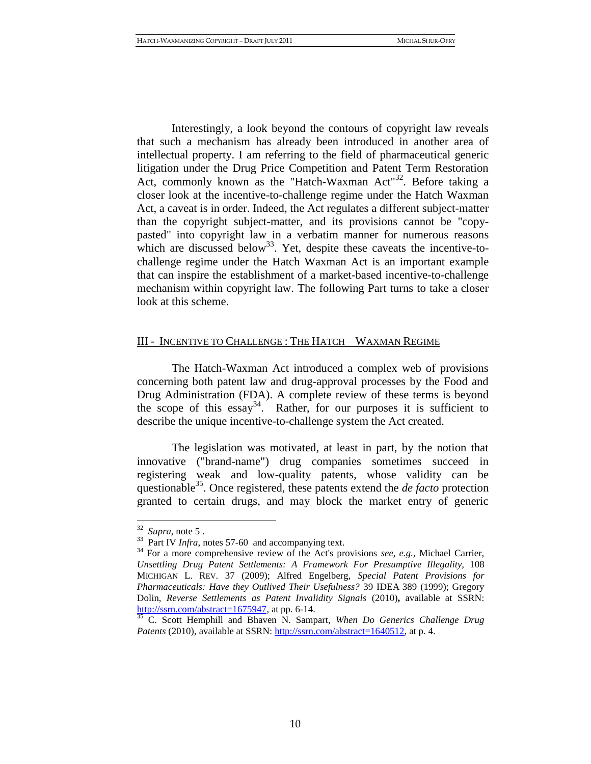Interestingly, a look beyond the contours of copyright law reveals that such a mechanism has already been introduced in another area of intellectual property. I am referring to the field of pharmaceutical generic litigation under the Drug Price Competition and Patent Term Restoration Act, commonly known as the "Hatch-Waxman Act"[32]. Before taking a closer look at the incentive-to-challenge regime under the Hatch Waxman Act, a caveat is in order. Indeed, the Act regulates a different subject-matter than the copyright subject-matter, and its provisions cannot be "copy-pasted" into copyright law in a verbatim manner for numerous reasons which are discussed below[33]. Yet, despite these caveats the incentive-to-challenge regime under the Hatch Waxman Act is an important example that can inspire the establishment of a market-based incentive-to-challenge mechanism within copyright law. The following Part turns to take a closer look at this scheme.

## III - INCENTIVE TO CHALLENGE : THE HATCH – WAXMAN REGIME

The Hatch-Waxman Act introduced a complex web of provisions concerning both patent law and drug-approval processes by the Food and Drug Administration (FDA). A complete review of these terms is beyond the scope of this essay[34]. Rather, for our purposes it is sufficient to describe the unique incentive-to-challenge system the Act created.

The legislation was motivated, at least in part, by the notion that innovative ("brand-name") drug companies sometimes succeed in registering weak and low-quality patents, whose validity can be questionable[35]. Once registered, these patents extend the *de facto* protection granted to certain drugs, and may block the market entry of generic

---

[32] *Supra*, note 5 .

[33] Part IV *Infra*, notes 57-60 and accompanying text.

[34] For a more comprehensive review of the Act's provisions *see, e.g.*, Michael Carrier, *Unsettling Drug Patent Settlements: A Framework For Presumptive Illegality*, 108 MICHIGAN L. REV. 37 (2009); Alfred Engelberg, *Special Patent Provisions for Pharmaceuticals: Have they Outlived Their Usefulness?* 39 IDEA 389 (1999); Gregory Dolin, *Reverse Settlements as Patent Invalidity Signals* (2010), available at SSRN: http://ssrn.com/abstract=1675947, at pp. 6-14.

[35] C. Scott Hemphill and Bhaven N. Sampart, *When Do Generics Challenge Drug Patents* (2010), available at SSRN: http://ssrn.com/abstract=1640512, at p. 4.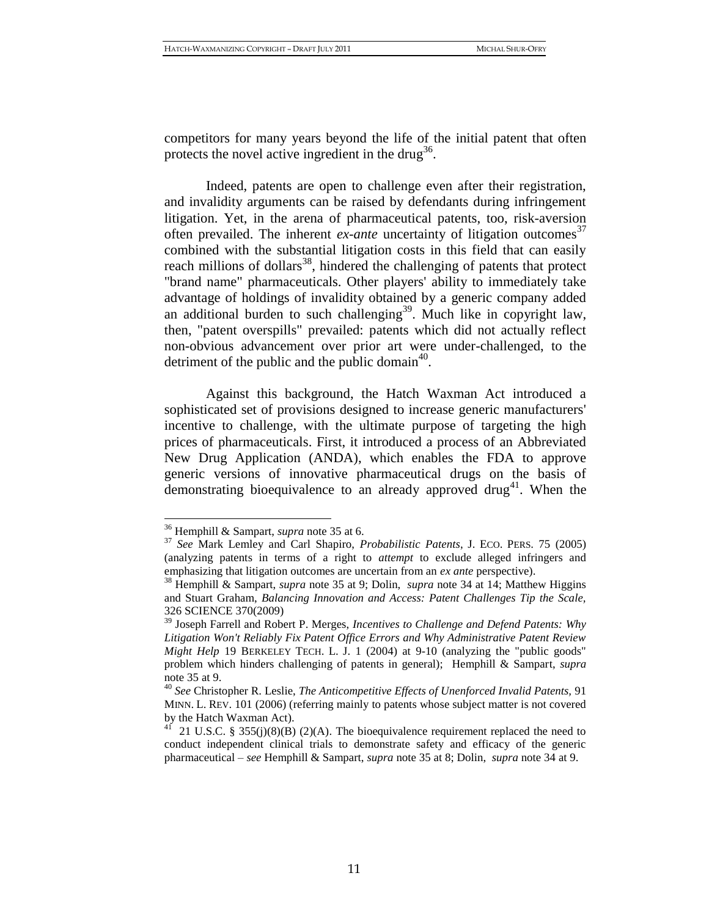competitors for many years beyond the life of the initial patent that often protects the novel active ingredient in the drug[36].

Indeed, patents are open to challenge even after their registration, and invalidity arguments can be raised by defendants during infringement litigation. Yet, in the arena of pharmaceutical patents, too, risk-aversion often prevailed. The inherent *ex-ante* uncertainty of litigation outcomes[37] combined with the substantial litigation costs in this field that can easily reach millions of dollars[38], hindered the challenging of patents that protect "brand name" pharmaceuticals. Other players' ability to immediately take advantage of holdings of invalidity obtained by a generic company added an additional burden to such challenging[39]. Much like in copyright law, then, "patent overspills" prevailed: patents which did not actually reflect non-obvious advancement over prior art were under-challenged, to the detriment of the public and the public domain[40].

Against this background, the Hatch Waxman Act introduced a sophisticated set of provisions designed to increase generic manufacturers' incentive to challenge, with the ultimate purpose of targeting the high prices of pharmaceuticals. First, it introduced a process of an Abbreviated New Drug Application (ANDA), which enables the FDA to approve generic versions of innovative pharmaceutical drugs on the basis of demonstrating bioequivalence to an already approved drug[41]. When the

---

[36] Hemphill & Sampart, *supra* note 35 at 6.

[37] *See* Mark Lemley and Carl Shapiro, *Probabilistic Patents*, J. ECO. PERS. 75 (2005) (analyzing patents in terms of a right to *attempt* to exclude alleged infringers and emphasizing that litigation outcomes are uncertain from an *ex ante* perspective).

[38] Hemphill & Sampart, *supra* note 35 at 9; Dolin, *supra* note 34 at 14; Matthew Higgins and Stuart Graham, *Balancing Innovation and Access: Patent Challenges Tip the Scale,* 326 SCIENCE 370(2009)

[39] Joseph Farrell and Robert P. Merges, *Incentives to Challenge and Defend Patents: Why Litigation Won't Reliably Fix Patent Office Errors and Why Administrative Patent Review Might Help* 19 BERKELEY TECH. L. J. 1 (2004) at 9-10 (analyzing the "public goods" problem which hinders challenging of patents in general); Hemphill & Sampart, *supra* note 35 at 9.

[40] *See* Christopher R. Leslie, *The Anticompetitive Effects of Unenforced Invalid Patents,* 91 MINN. L. REV. 101 (2006) (referring mainly to patents whose subject matter is not covered by the Hatch Waxman Act).

[41] 21 U.S.C. § 355(j)(8)(B) (2)(A). The bioequivalence requirement replaced the need to conduct independent clinical trials to demonstrate safety and efficacy of the generic pharmaceutical – *see* Hemphill & Sampart, *supra* note 35 at 8; Dolin, *supra* note 34 at 9.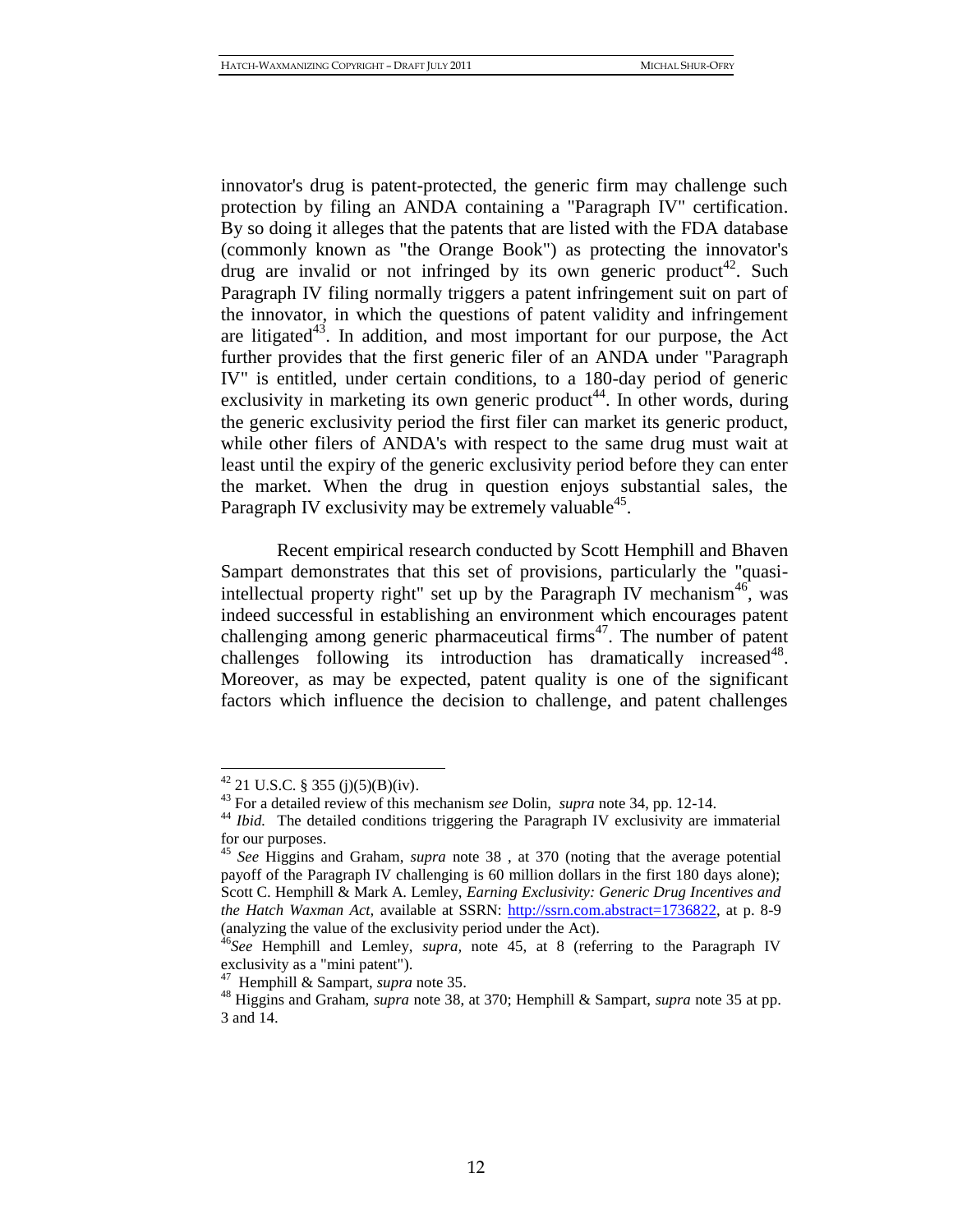innovator's drug is patent-protected, the generic firm may challenge such protection by filing an ANDA containing a "Paragraph IV" certification. By so doing it alleges that the patents that are listed with the FDA database (commonly known as "the Orange Book") as protecting the innovator's drug are invalid or not infringed by its own generic product[42]. Such Paragraph IV filing normally triggers a patent infringement suit on part of the innovator, in which the questions of patent validity and infringement are litigated[43]. In addition, and most important for our purpose, the Act further provides that the first generic filer of an ANDA under "Paragraph IV" is entitled, under certain conditions, to a 180-day period of generic exclusivity in marketing its own generic product[44]. In other words, during the generic exclusivity period the first filer can market its generic product, while other filers of ANDA's with respect to the same drug must wait at least until the expiry of the generic exclusivity period before they can enter the market. When the drug in question enjoys substantial sales, the Paragraph IV exclusivity may be extremely valuable[45].

Recent empirical research conducted by Scott Hemphill and Bhaven Sampart demonstrates that this set of provisions, particularly the "quasi-intellectual property right" set up by the Paragraph IV mechanism[46], was indeed successful in establishing an environment which encourages patent challenging among generic pharmaceutical firms[47]. The number of patent challenges following its introduction has dramatically increased[48]. Moreover, as may be expected, patent quality is one of the significant factors which influence the decision to challenge, and patent challenges

---

[42] 21 U.S.C. § 355 (j)(5)(B)(iv).

[43] For a detailed review of this mechanism *see* Dolin, *supra* note 34, pp. 12-14.

[44] *Ibid.* The detailed conditions triggering the Paragraph IV exclusivity are immaterial for our purposes.

[45] *See* Higgins and Graham, *supra* note 38 , at 370 (noting that the average potential payoff of the Paragraph IV challenging is 60 million dollars in the first 180 days alone); Scott C. Hemphill & Mark A. Lemley, *Earning Exclusivity: Generic Drug Incentives and the Hatch Waxman Act,* available at SSRN: http://ssrn.com.abstract=1736822, at p. 8-9 (analyzing the value of the exclusivity period under the Act).

[46] *See* Hemphill and Lemley, *supra,* note 45, at 8 (referring to the Paragraph IV exclusivity as a "mini patent").

[47] Hemphill & Sampart, *supra* note 35.

[48] Higgins and Graham, *supra* note 38, at 370; Hemphill & Sampart, *supra* note 35 at pp. 3 and 14.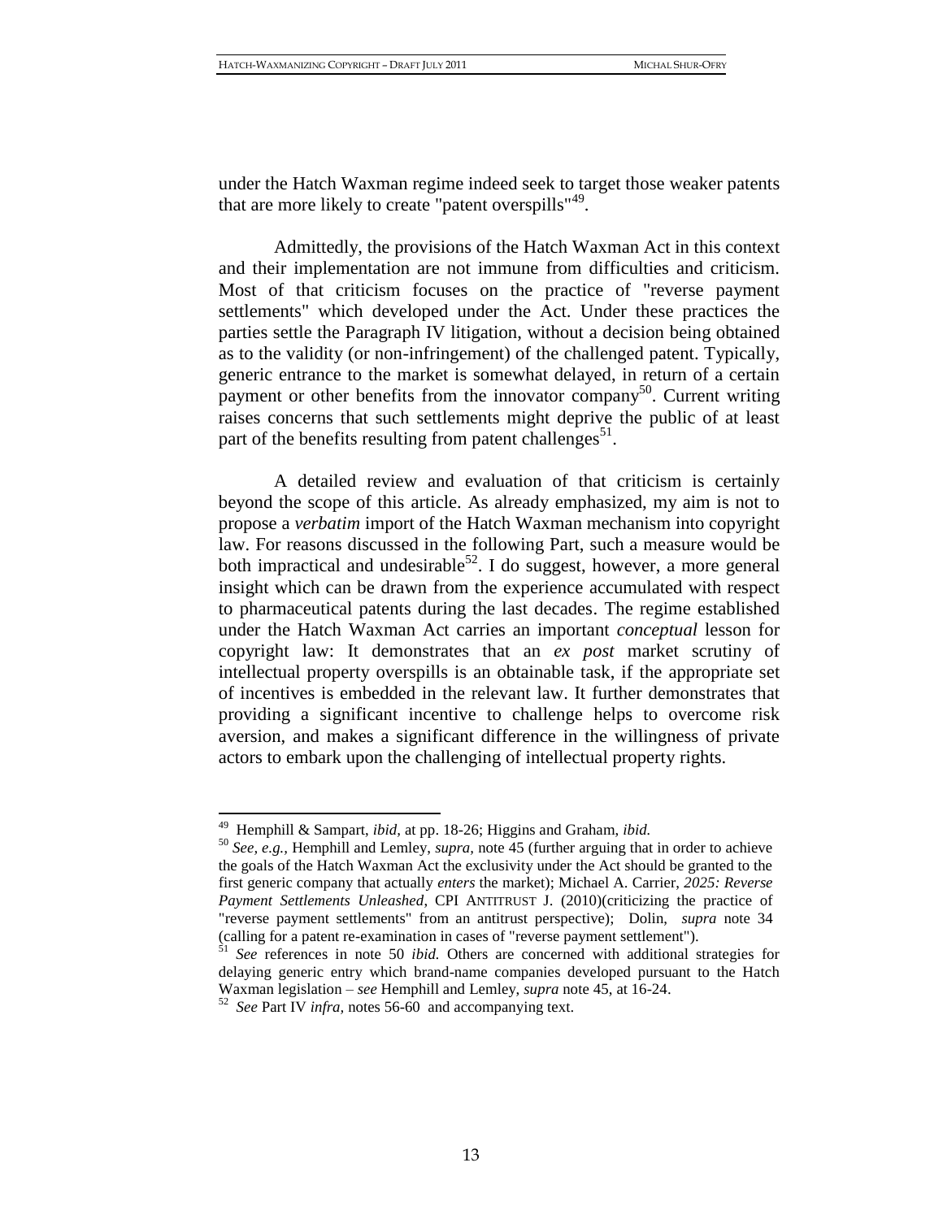under the Hatch Waxman regime indeed seek to target those weaker patents that are more likely to create "patent overspills"[49].

Admittedly, the provisions of the Hatch Waxman Act in this context and their implementation are not immune from difficulties and criticism. Most of that criticism focuses on the practice of "reverse payment settlements" which developed under the Act. Under these practices the parties settle the Paragraph IV litigation, without a decision being obtained as to the validity (or non-infringement) of the challenged patent. Typically, generic entrance to the market is somewhat delayed, in return of a certain payment or other benefits from the innovator company[50]. Current writing raises concerns that such settlements might deprive the public of at least part of the benefits resulting from patent challenges[51].

A detailed review and evaluation of that criticism is certainly beyond the scope of this article. As already emphasized, my aim is not to propose a *verbatim* import of the Hatch Waxman mechanism into copyright law. For reasons discussed in the following Part, such a measure would be both impractical and undesirable[52]. I do suggest, however, a more general insight which can be drawn from the experience accumulated with respect to pharmaceutical patents during the last decades. The regime established under the Hatch Waxman Act carries an important *conceptual* lesson for copyright law: It demonstrates that an *ex post* market scrutiny of intellectual property overspills is an obtainable task, if the appropriate set of incentives is embedded in the relevant law. It further demonstrates that providing a significant incentive to challenge helps to overcome risk aversion, and makes a significant difference in the willingness of private actors to embark upon the challenging of intellectual property rights.

---

[49] Hemphill & Sampart, *ibid,* at pp. 18-26; Higgins and Graham, *ibid.*

[50] *See, e.g.,* Hemphill and Lemley, *supra,* note 45 (further arguing that in order to achieve the goals of the Hatch Waxman Act the exclusivity under the Act should be granted to the first generic company that actually *enters* the market); Michael A. Carrier, *2025: Reverse Payment Settlements Unleashed*, CPI ANTITRUST J. (2010)(criticizing the practice of "reverse payment settlements" from an antitrust perspective); Dolin, *supra* note 34 (calling for a patent re-examination in cases of "reverse payment settlement").

[51] *See* references in note 50 *ibid.* Others are concerned with additional strategies for delaying generic entry which brand-name companies developed pursuant to the Hatch Waxman legislation – *see* Hemphill and Lemley, *supra* note 45, at 16-24.

[52] *See* Part IV *infra,* notes 56-60 and accompanying text.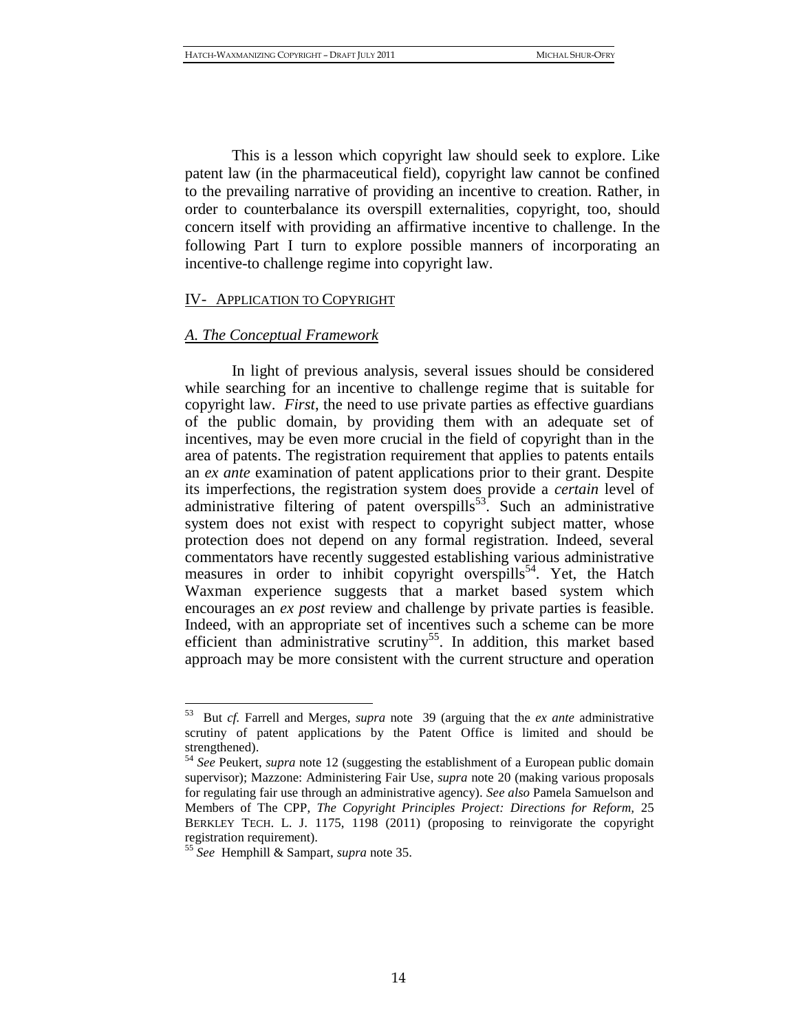This is a lesson which copyright law should seek to explore. Like patent law (in the pharmaceutical field), copyright law cannot be confined to the prevailing narrative of providing an incentive to creation. Rather, in order to counterbalance its overspill externalities, copyright, too, should concern itself with providing an affirmative incentive to challenge. In the following Part I turn to explore possible manners of incorporating an incentive-to challenge regime into copyright law.

## IV- APPLICATION TO COPYRIGHT

### *A. The Conceptual Framework*

In light of previous analysis, several issues should be considered while searching for an incentive to challenge regime that is suitable for copyright law. *First*, the need to use private parties as effective guardians of the public domain, by providing them with an adequate set of incentives, may be even more crucial in the field of copyright than in the area of patents. The registration requirement that applies to patents entails an *ex ante* examination of patent applications prior to their grant. Despite its imperfections, the registration system does provide a *certain* level of administrative filtering of patent overspills[53]. Such an administrative system does not exist with respect to copyright subject matter, whose protection does not depend on any formal registration. Indeed, several commentators have recently suggested establishing various administrative measures in order to inhibit copyright overspills[54]. Yet, the Hatch Waxman experience suggests that a market based system which encourages an *ex post* review and challenge by private parties is feasible. Indeed, with an appropriate set of incentives such a scheme can be more efficient than administrative scrutiny[55]. In addition, this market based approach may be more consistent with the current structure and operation

---

[53] But *cf.* Farrell and Merges, *supra* note 39 (arguing that the *ex ante* administrative scrutiny of patent applications by the Patent Office is limited and should be strengthened).

[54] *See* Peukert, *supra* note 12 (suggesting the establishment of a European public domain supervisor); Mazzone: Administering Fair Use, *supra* note 20 (making various proposals for regulating fair use through an administrative agency). *See also* Pamela Samuelson and Members of The CPP, *The Copyright Principles Project: Directions for Reform,* 25 BERKLEY TECH. L. J. 1175, 1198 (2011) (proposing to reinvigorate the copyright registration requirement).

[55] *See* Hemphill & Sampart, *supra* note 35.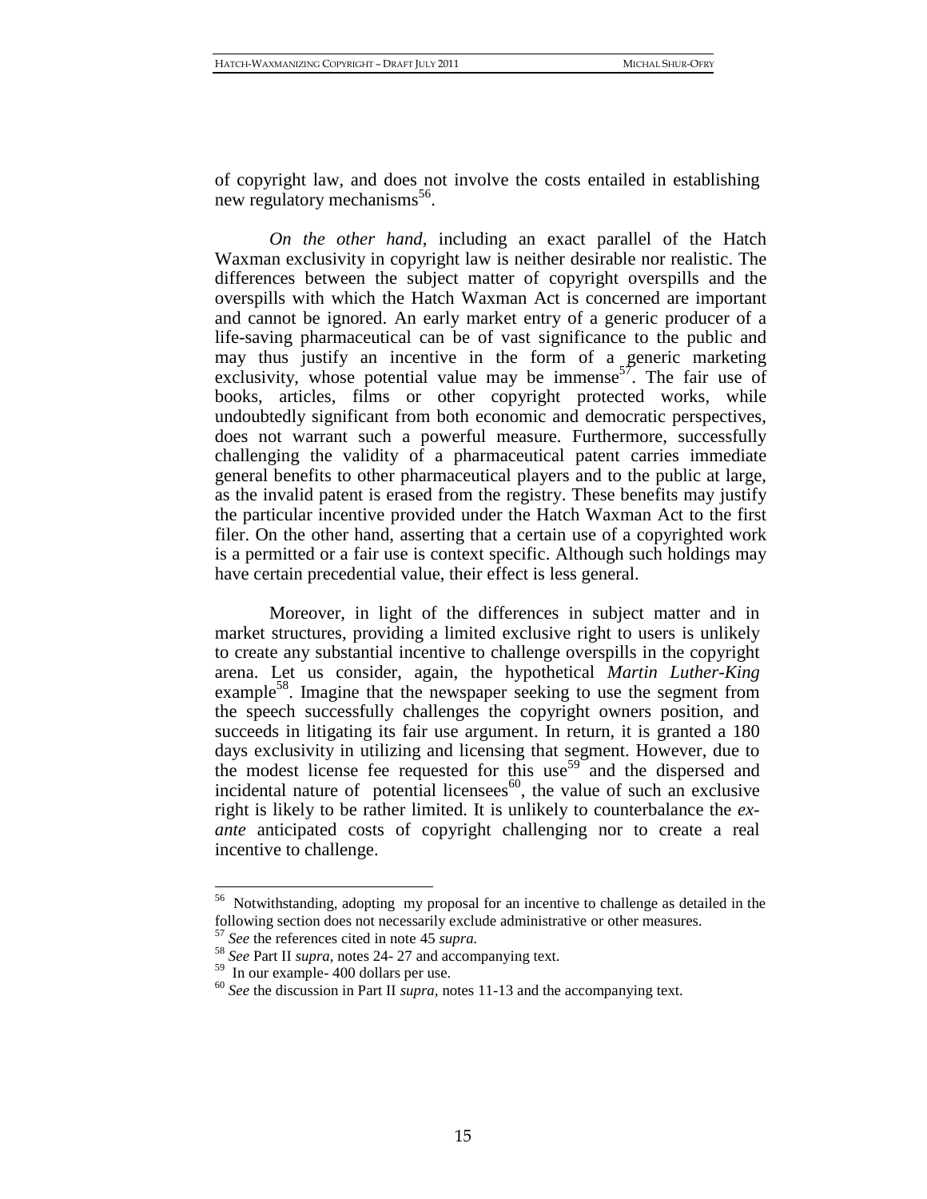of copyright law, and does not involve the costs entailed in establishing new regulatory mechanisms[56].

*On the other hand*, including an exact parallel of the Hatch Waxman exclusivity in copyright law is neither desirable nor realistic. The differences between the subject matter of copyright overspills and the overspills with which the Hatch Waxman Act is concerned are important and cannot be ignored. An early market entry of a generic producer of a life-saving pharmaceutical can be of vast significance to the public and may thus justify an incentive in the form of a generic marketing exclusivity, whose potential value may be immense[57]. The fair use of books, articles, films or other copyright protected works, while undoubtedly significant from both economic and democratic perspectives, does not warrant such a powerful measure. Furthermore, successfully challenging the validity of a pharmaceutical patent carries immediate general benefits to other pharmaceutical players and to the public at large, as the invalid patent is erased from the registry. These benefits may justify the particular incentive provided under the Hatch Waxman Act to the first filer. On the other hand, asserting that a certain use of a copyrighted work is a permitted or a fair use is context specific. Although such holdings may have certain precedential value, their effect is less general.

Moreover, in light of the differences in subject matter and in market structures, providing a limited exclusive right to users is unlikely to create any substantial incentive to challenge overspills in the copyright arena. Let us consider, again, the hypothetical *Martin Luther-King* example[58]. Imagine that the newspaper seeking to use the segment from the speech successfully challenges the copyright owners position, and succeeds in litigating its fair use argument. In return, it is granted a 180 days exclusivity in utilizing and licensing that segment. However, due to the modest license fee requested for this use[59] and the dispersed and incidental nature of potential licensees[60], the value of such an exclusive right is likely to be rather limited. It is unlikely to counterbalance the *ex-ante* anticipated costs of copyright challenging nor to create a real incentive to challenge.

---

[56] Notwithstanding, adopting my proposal for an incentive to challenge as detailed in the following section does not necessarily exclude administrative or other measures.

[57] *See* the references cited in note 45 *supra.*

[58] *See* Part II *supra*, notes 24- 27 and accompanying text.

[59] In our example- 400 dollars per use.

[60] *See* the discussion in Part II *supra,* notes 11-13 and the accompanying text.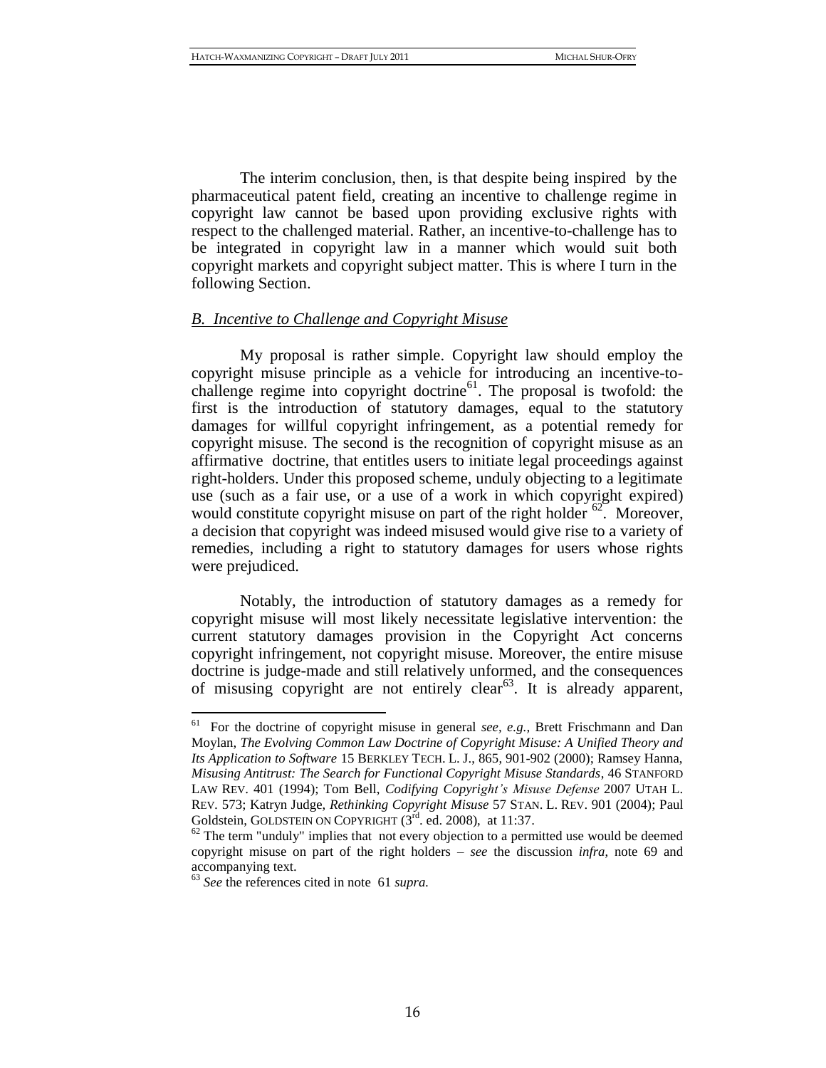The interim conclusion, then, is that despite being inspired by the pharmaceutical patent field, creating an incentive to challenge regime in copyright law cannot be based upon providing exclusive rights with respect to the challenged material. Rather, an incentive-to-challenge has to be integrated in copyright law in a manner which would suit both copyright markets and copyright subject matter. This is where I turn in the following Section.

## *B. Incentive to Challenge and Copyright Misuse*

My proposal is rather simple. Copyright law should employ the copyright misuse principle as a vehicle for introducing an incentive-to-challenge regime into copyright doctrine[61]. The proposal is twofold: the first is the introduction of statutory damages, equal to the statutory damages for willful copyright infringement, as a potential remedy for copyright misuse. The second is the recognition of copyright misuse as an affirmative doctrine, that entitles users to initiate legal proceedings against right-holders. Under this proposed scheme, unduly objecting to a legitimate use (such as a fair use, or a use of a work in which copyright expired) would constitute copyright misuse on part of the right holder [62]. Moreover, a decision that copyright was indeed misused would give rise to a variety of remedies, including a right to statutory damages for users whose rights were prejudiced.

Notably, the introduction of statutory damages as a remedy for copyright misuse will most likely necessitate legislative intervention: the current statutory damages provision in the Copyright Act concerns copyright infringement, not copyright misuse. Moreover, the entire misuse doctrine is judge-made and still relatively unformed, and the consequences of misusing copyright are not entirely clear[63]. It is already apparent,

---

[61] For the doctrine of copyright misuse in general *see*, *e.g.*, Brett Frischmann and Dan Moylan, *The Evolving Common Law Doctrine of Copyright Misuse: A Unified Theory and Its Application to Software* 15 BERKLEY TECH. L. J., 865, 901-902 (2000); Ramsey Hanna, *Misusing Antitrust: The Search for Functional Copyright Misuse Standards*, 46 STANFORD LAW REV. 401 (1994); Tom Bell, *Codifying Copyright's Misuse Defense* 2007 UTAH L. REV. 573; Katryn Judge, *Rethinking Copyright Misuse* 57 STAN. L. REV. 901 (2004); Paul Goldstein, GOLDSTEIN ON COPYRIGHT (3rd. ed. 2008), at 11:37.

[62] The term "unduly" implies that not every objection to a permitted use would be deemed copyright misuse on part of the right holders – *see* the discussion *infra*, note 69 and accompanying text.

[63] *See* the references cited in note 61 *supra.*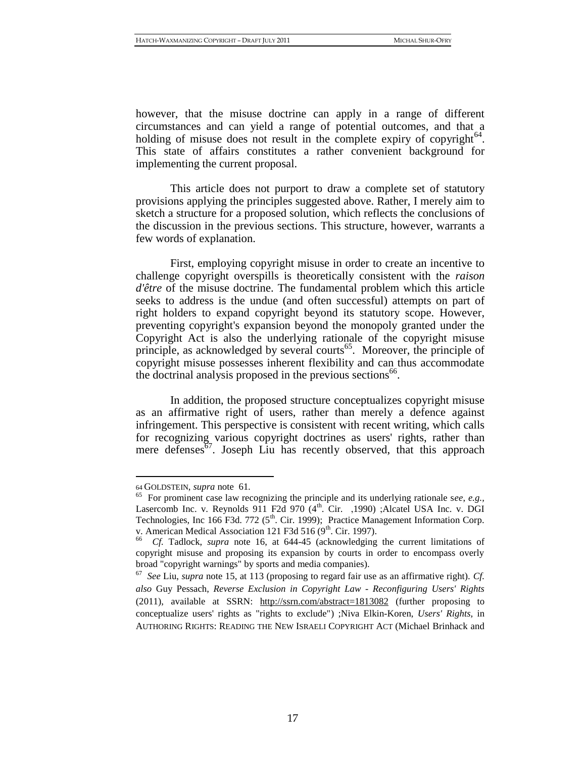however, that the misuse doctrine can apply in a range of different circumstances and can yield a range of potential outcomes, and that a holding of misuse does not result in the complete expiry of copyright[64]. This state of affairs constitutes a rather convenient background for implementing the current proposal.

This article does not purport to draw a complete set of statutory provisions applying the principles suggested above. Rather, I merely aim to sketch a structure for a proposed solution, which reflects the conclusions of the discussion in the previous sections. This structure, however, warrants a few words of explanation.

First, employing copyright misuse in order to create an incentive to challenge copyright overspills is theoretically consistent with the *raison d'être* of the misuse doctrine. The fundamental problem which this article seeks to address is the undue (and often successful) attempts on part of right holders to expand copyright beyond its statutory scope. However, preventing copyright's expansion beyond the monopoly granted under the Copyright Act is also the underlying rationale of the copyright misuse principle, as acknowledged by several courts[65]. Moreover, the principle of copyright misuse possesses inherent flexibility and can thus accommodate the doctrinal analysis proposed in the previous sections[66].

In addition, the proposed structure conceptualizes copyright misuse as an affirmative right of users, rather than merely a defence against infringement. This perspective is consistent with recent writing, which calls for recognizing various copyright doctrines as users' rights, rather than mere defenses[67]. Joseph Liu has recently observed, that this approach

---

64 GOLDSTEIN, *supra* note 61.

65 For prominent case law recognizing the principle and its underlying rationale s*ee, e.g.,* Lasercomb Inc. v. Reynolds 911 F2d 970 (4th. Cir. ,1990) ;Alcatel USA Inc. v. DGI Technologies, Inc 166 F3d. 772 (5th. Cir. 1999); Practice Management Information Corp. v. American Medical Association 121 F3d 516 (9th. Cir. 1997).

66 *Cf.* Tadlock, *supra* note 16, at 644-45 (acknowledging the current limitations of copyright misuse and proposing its expansion by courts in order to encompass overly broad "copyright warnings" by sports and media companies).

67 *See* Liu, *supra* note 15, at 113 (proposing to regard fair use as an affirmative right). *Cf. also* Guy Pessach, *Reverse Exclusion in Copyright Law - Reconfiguring Users' Rights* (2011), available at SSRN: http://ssrn.com/abstract=1813082 (further proposing to conceptualize users' rights as "rights to exclude") ;Niva Elkin-Koren, *Users' Rights*, in AUTHORING RIGHTS: READING THE NEW ISRAELI COPYRIGHT ACT (Michael Brinhack and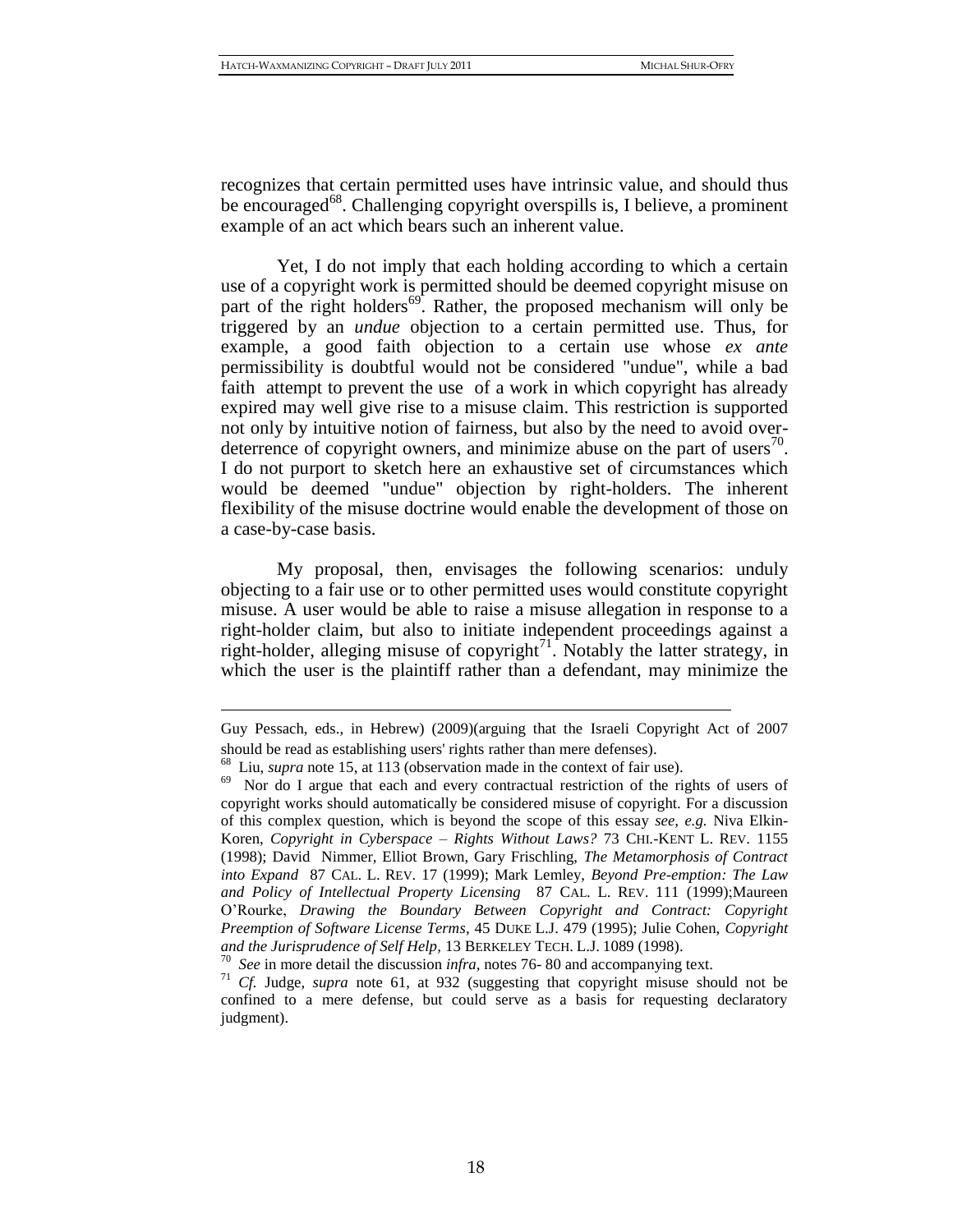recognizes that certain permitted uses have intrinsic value, and should thus be encouraged[68]. Challenging copyright overspills is, I believe, a prominent example of an act which bears such an inherent value.

Yet, I do not imply that each holding according to which a certain use of a copyright work is permitted should be deemed copyright misuse on part of the right holders[69]. Rather, the proposed mechanism will only be triggered by an *undue* objection to a certain permitted use. Thus, for example, a good faith objection to a certain use whose *ex ante* permissibility is doubtful would not be considered "undue", while a bad faith attempt to prevent the use of a work in which copyright has already expired may well give rise to a misuse claim. This restriction is supported not only by intuitive notion of fairness, but also by the need to avoid over-deterrence of copyright owners, and minimize abuse on the part of users[70]. I do not purport to sketch here an exhaustive set of circumstances which would be deemed "undue" objection by right-holders. The inherent flexibility of the misuse doctrine would enable the development of those on a case-by-case basis.

My proposal, then, envisages the following scenarios: unduly objecting to a fair use or to other permitted uses would constitute copyright misuse. A user would be able to raise a misuse allegation in response to a right-holder claim, but also to initiate independent proceedings against a right-holder, alleging misuse of copyright[71]. Notably the latter strategy, in which the user is the plaintiff rather than a defendant, may minimize the

---

Guy Pessach, eds., in Hebrew) (2009)(arguing that the Israeli Copyright Act of 2007 should be read as establishing users' rights rather than mere defenses).

[68] Liu, *supra* note 15, at 113 (observation made in the context of fair use).

[69] Nor do I argue that each and every contractual restriction of the rights of users of copyright works should automatically be considered misuse of copyright. For a discussion of this complex question, which is beyond the scope of this essay *see, e.g.* Niva Elkin-Koren, *Copyright in Cyberspace – Rights Without Laws?* 73 CHI.-KENT L. REV. 1155 (1998); David Nimmer, Elliot Brown, Gary Frischling, *The Metamorphosis of Contract into Expand* 87 CAL. L. REV. 17 (1999); Mark Lemley, *Beyond Pre-emption: The Law and Policy of Intellectual Property Licensing* 87 CAL. L. REV. 111 (1999);Maureen O'Rourke, *Drawing the Boundary Between Copyright and Contract: Copyright Preemption of Software License Terms*, 45 DUKE L.J. 479 (1995); Julie Cohen, *Copyright and the Jurisprudence of Self Help*, 13 BERKELEY TECH. L.J. 1089 (1998).

[70] *See* in more detail the discussion *infra*, notes 76- 80 and accompanying text.

[71] *Cf.* Judge, *supra* note 61, at 932 (suggesting that copyright misuse should not be confined to a mere defense, but could serve as a basis for requesting declaratory judgment).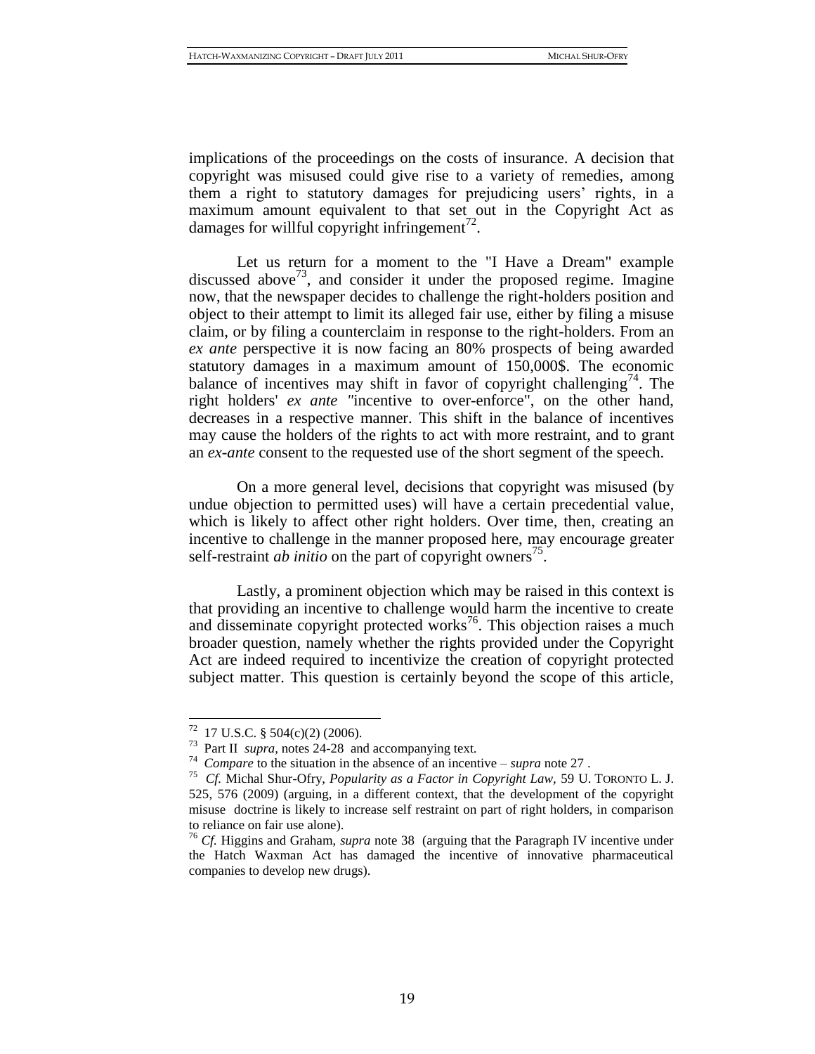implications of the proceedings on the costs of insurance. A decision that copyright was misused could give rise to a variety of remedies, among them a right to statutory damages for prejudicing users' rights, in a maximum amount equivalent to that set out in the Copyright Act as damages for willful copyright infringement[72].

Let us return for a moment to the "I Have a Dream" example discussed above[73], and consider it under the proposed regime. Imagine now, that the newspaper decides to challenge the right-holders position and object to their attempt to limit its alleged fair use, either by filing a misuse claim, or by filing a counterclaim in response to the right-holders. From an *ex ante* perspective it is now facing an 80% prospects of being awarded statutory damages in a maximum amount of 150,000$. The economic balance of incentives may shift in favor of copyright challenging[74]. The right holders' *ex ante* "incentive to over-enforce", on the other hand, decreases in a respective manner. This shift in the balance of incentives may cause the holders of the rights to act with more restraint, and to grant an *ex-ante* consent to the requested use of the short segment of the speech.

On a more general level, decisions that copyright was misused (by undue objection to permitted uses) will have a certain precedential value, which is likely to affect other right holders. Over time, then, creating an incentive to challenge in the manner proposed here, may encourage greater self-restraint *ab initio* on the part of copyright owners[75].

Lastly, a prominent objection which may be raised in this context is that providing an incentive to challenge would harm the incentive to create and disseminate copyright protected works[76]. This objection raises a much broader question, namely whether the rights provided under the Copyright Act are indeed required to incentivize the creation of copyright protected subject matter. This question is certainly beyond the scope of this article,

---

[72] 17 U.S.C. § 504(c)(2) (2006).

[73] Part II *supra,* notes 24-28 and accompanying text.

[74] *Compare* to the situation in the absence of an incentive – *supra* note 27 .

[75] *Cf.* Michal Shur-Ofry, *Popularity as a Factor in Copyright Law,* 59 U. TORONTO L. J. 525, 576 (2009) (arguing, in a different context, that the development of the copyright misuse doctrine is likely to increase self restraint on part of right holders, in comparison to reliance on fair use alone).

[76] *Cf.* Higgins and Graham, *supra* note 38 (arguing that the Paragraph IV incentive under the Hatch Waxman Act has damaged the incentive of innovative pharmaceutical companies to develop new drugs).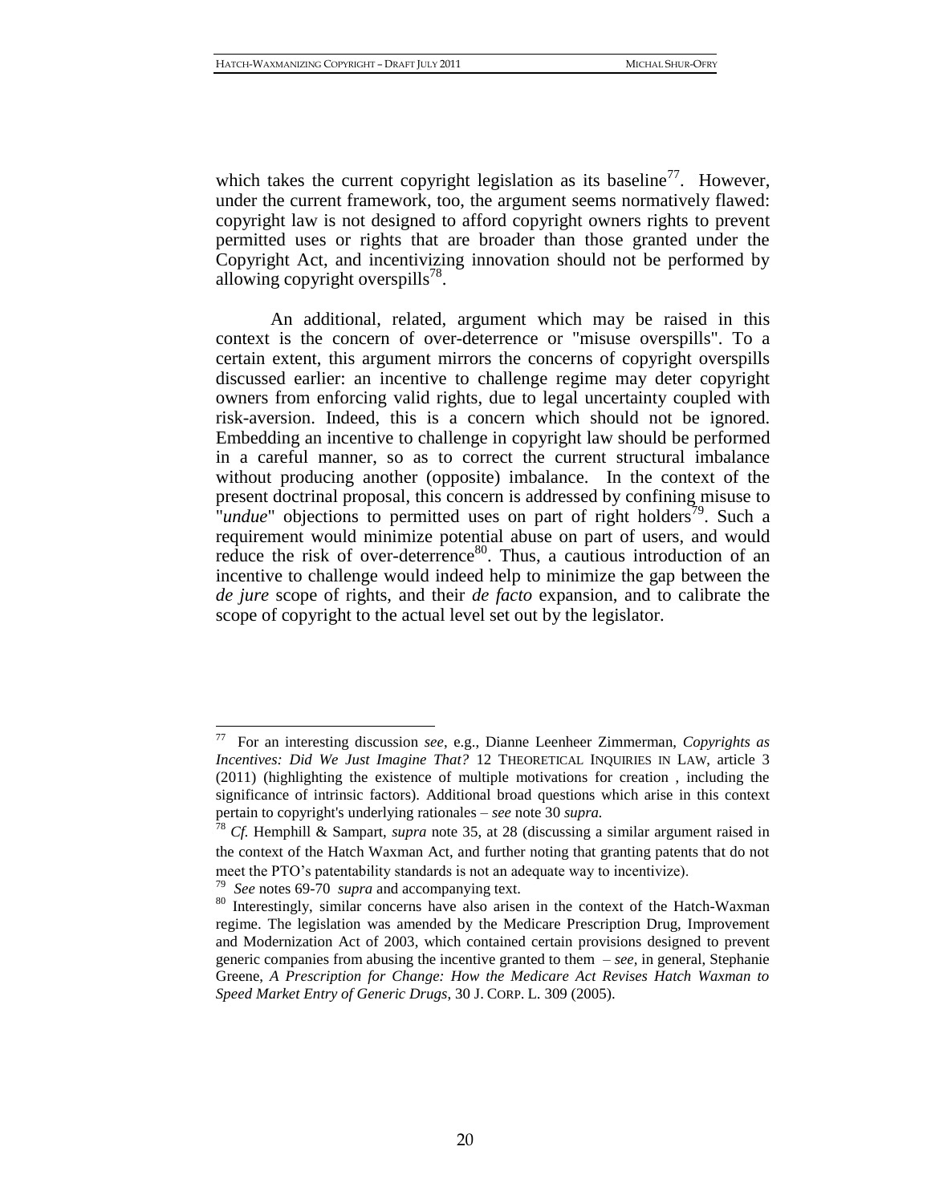which takes the current copyright legislation as its baseline[77]. However, under the current framework, too, the argument seems normatively flawed: copyright law is not designed to afford copyright owners rights to prevent permitted uses or rights that are broader than those granted under the Copyright Act, and incentivizing innovation should not be performed by allowing copyright overspills[78].

An additional, related, argument which may be raised in this context is the concern of over-deterrence or "misuse overspills". To a certain extent, this argument mirrors the concerns of copyright overspills discussed earlier: an incentive to challenge regime may deter copyright owners from enforcing valid rights, due to legal uncertainty coupled with risk-aversion. Indeed, this is a concern which should not be ignored. Embedding an incentive to challenge in copyright law should be performed in a careful manner, so as to correct the current structural imbalance without producing another (opposite) imbalance. In the context of the present doctrinal proposal, this concern is addressed by confining misuse to "*undue*" objections to permitted uses on part of right holders[79]. Such a requirement would minimize potential abuse on part of users, and would reduce the risk of over-deterrence[80]. Thus, a cautious introduction of an incentive to challenge would indeed help to minimize the gap between the *de jure* scope of rights, and their *de facto* expansion, and to calibrate the scope of copyright to the actual level set out by the legislator.

---

[77] For an interesting discussion *see*, e.g., Dianne Leenheer Zimmerman, *Copyrights as Incentives: Did We Just Imagine That?* 12 THEORETICAL INQUIRIES IN LAW, article 3 (2011) (highlighting the existence of multiple motivations for creation , including the significance of intrinsic factors). Additional broad questions which arise in this context pertain to copyright's underlying rationales – *see* note 30 *supra.*

[78] *Cf.* Hemphill & Sampart, *supra* note 35, at 28 (discussing a similar argument raised in the context of the Hatch Waxman Act, and further noting that granting patents that do not meet the PTO's patentability standards is not an adequate way to incentivize).

[79] *See* notes 69-70 *supra* and accompanying text.

[80] Interestingly, similar concerns have also arisen in the context of the Hatch-Waxman regime. The legislation was amended by the Medicare Prescription Drug, Improvement and Modernization Act of 2003, which contained certain provisions designed to prevent generic companies from abusing the incentive granted to them – *see,* in general, Stephanie Greene, *A Prescription for Change: How the Medicare Act Revises Hatch Waxman to Speed Market Entry of Generic Drugs*, 30 J. CORP. L. 309 (2005).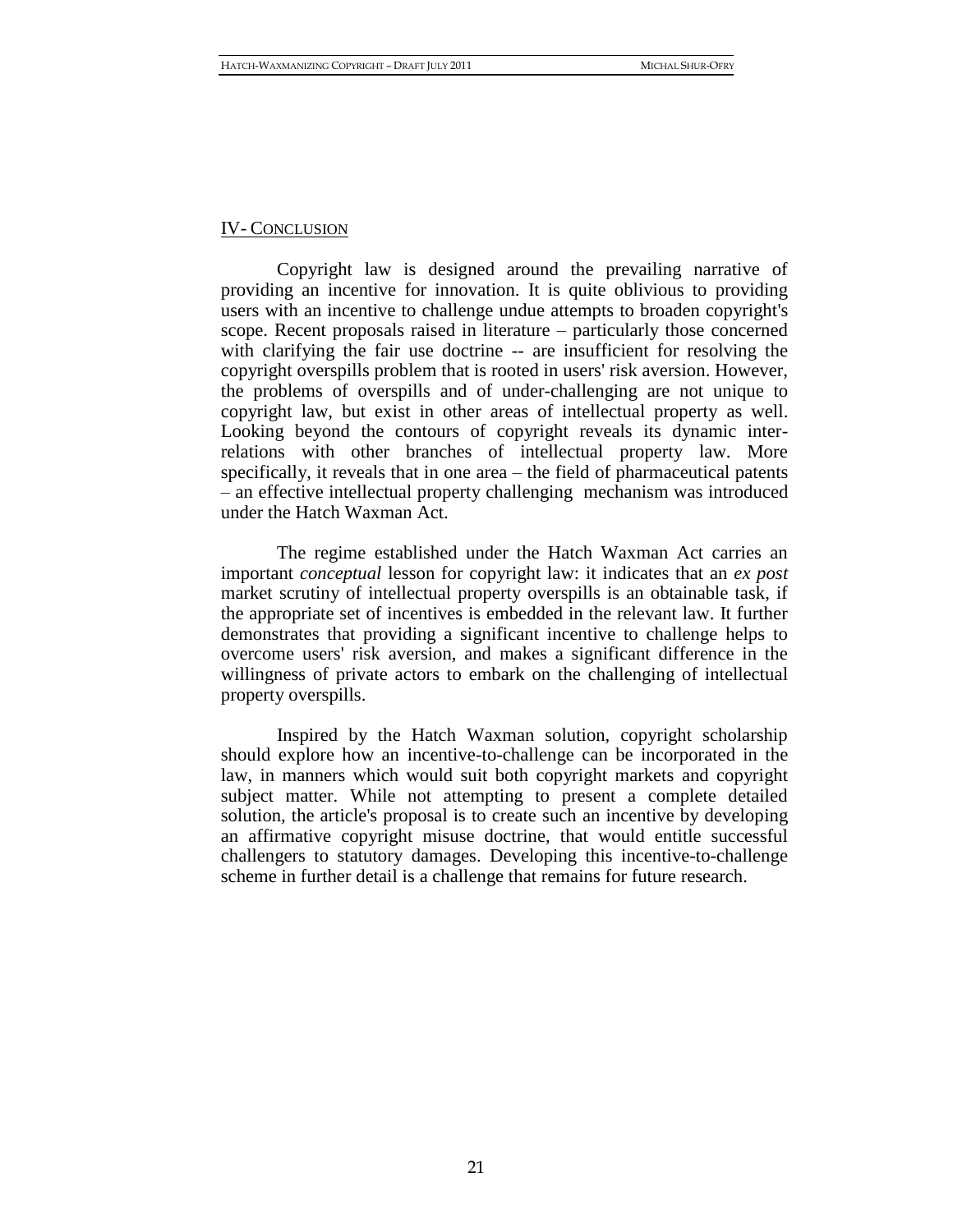## IV- CONCLUSION

Copyright law is designed around the prevailing narrative of providing an incentive for innovation. It is quite oblivious to providing users with an incentive to challenge undue attempts to broaden copyright's scope. Recent proposals raised in literature – particularly those concerned with clarifying the fair use doctrine -- are insufficient for resolving the copyright overspills problem that is rooted in users' risk aversion. However, the problems of overspills and of under-challenging are not unique to copyright law, but exist in other areas of intellectual property as well. Looking beyond the contours of copyright reveals its dynamic inter-relations with other branches of intellectual property law. More specifically, it reveals that in one area – the field of pharmaceutical patents – an effective intellectual property challenging mechanism was introduced under the Hatch Waxman Act.

The regime established under the Hatch Waxman Act carries an important *conceptual* lesson for copyright law: it indicates that an *ex post* market scrutiny of intellectual property overspills is an obtainable task, if the appropriate set of incentives is embedded in the relevant law. It further demonstrates that providing a significant incentive to challenge helps to overcome users' risk aversion, and makes a significant difference in the willingness of private actors to embark on the challenging of intellectual property overspills.

Inspired by the Hatch Waxman solution, copyright scholarship should explore how an incentive-to-challenge can be incorporated in the law, in manners which would suit both copyright markets and copyright subject matter. While not attempting to present a complete detailed solution, the article's proposal is to create such an incentive by developing an affirmative copyright misuse doctrine, that would entitle successful challengers to statutory damages. Developing this incentive-to-challenge scheme in further detail is a challenge that remains for future research.